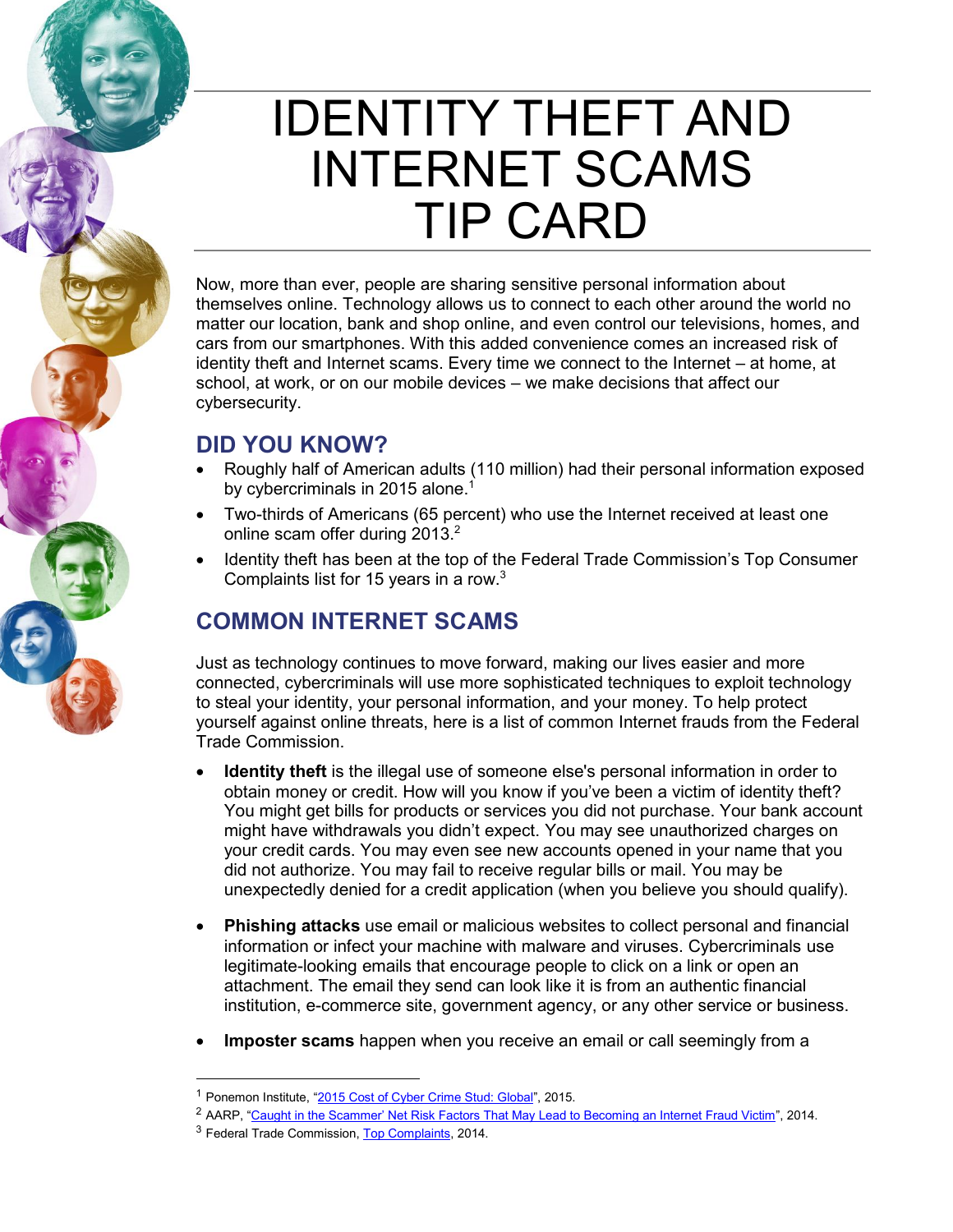# IDENTITY THEFT AND INTERNET SCAMS TIP CARD

Now, more than ever, people are sharing sensitive personal information about themselves online. Technology allows us to connect to each other around the world no matter our location, bank and shop online, and even control our televisions, homes, and cars from our smartphones. With this added convenience comes an increased risk of identity theft and Internet scams. Every time we connect to the Internet – at home, at school, at work, or on our mobile devices – we make decisions that affect our cybersecurity.

## DID YOU KNOW?

- Roughly half of American adults (110 million) had their personal information exposed by cybercriminals in 2015 alone.[1]
- Two-thirds of Americans (65 percent) who use the Internet received at least one online scam offer during 2013.[2]
- Identity theft has been at the top of the Federal Trade Commission's Top Consumer Complaints list for 15 years in a row.[3]

## COMMON INTERNET SCAMS

Just as technology continues to move forward, making our lives easier and more connected, cybercriminals will use more sophisticated techniques to exploit technology to steal your identity, your personal information, and your money. To help protect yourself against online threats, here is a list of common Internet frauds from the Federal Trade Commission.

- **Identity theft** is the illegal use of someone else's personal information in order to obtain money or credit. How will you know if you've been a victim of identity theft? You might get bills for products or services you did not purchase. Your bank account might have withdrawals you didn't expect. You may see unauthorized charges on your credit cards. You may even see new accounts opened in your name that you did not authorize. You may fail to receive regular bills or mail. You may be unexpectedly denied for a credit application (when you believe you should qualify).

- **Phishing attacks** use email or malicious websites to collect personal and financial information or infect your machine with malware and viruses. Cybercriminals use legitimate-looking emails that encourage people to click on a link or open an attachment. The email they send can look like it is from an authentic financial institution, e-commerce site, government agency, or any other service or business.

- **Imposter scams** happen when you receive an email or call seemingly from a

---

[1] Ponemon Institute, "2015 Cost of Cyber Crime Stud: Global", 2015.

[2] AARP, "Caught in the Scammer' Net Risk Factors That May Lead to Becoming an Internet Fraud Victim", 2014.

[3] Federal Trade Commission, Top Complaints, 2014.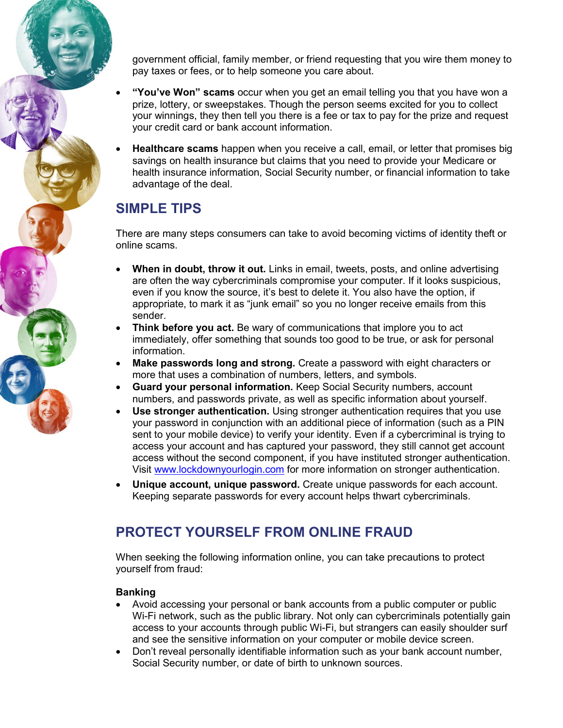government official, family member, or friend requesting that you wire them money to pay taxes or fees, or to help someone you care about.

- **"You've Won" scams** occur when you get an email telling you that you have won a prize, lottery, or sweepstakes. Though the person seems excited for you to collect your winnings, they then tell you there is a fee or tax to pay for the prize and request your credit card or bank account information.
- **Healthcare scams** happen when you receive a call, email, or letter that promises big savings on health insurance but claims that you need to provide your Medicare or health insurance information, Social Security number, or financial information to take advantage of the deal.

## SIMPLE TIPS

There are many steps consumers can take to avoid becoming victims of identity theft or online scams.

- **When in doubt, throw it out.** Links in email, tweets, posts, and online advertising are often the way cybercriminals compromise your computer. If it looks suspicious, even if you know the source, it's best to delete it. You also have the option, if appropriate, to mark it as "junk email" so you no longer receive emails from this sender.
- **Think before you act.** Be wary of communications that implore you to act immediately, offer something that sounds too good to be true, or ask for personal information.
- **Make passwords long and strong.** Create a password with eight characters or more that uses a combination of numbers, letters, and symbols.
- **Guard your personal information.** Keep Social Security numbers, account numbers, and passwords private, as well as specific information about yourself.
- **Use stronger authentication.** Using stronger authentication requires that you use your password in conjunction with an additional piece of information (such as a PIN sent to your mobile device) to verify your identity. Even if a cybercriminal is trying to access your account and has captured your password, they still cannot get account access without the second component, if you have instituted stronger authentication. Visit www.lockdownyourlogin.com for more information on stronger authentication.
- **Unique account, unique password.** Create unique passwords for each account. Keeping separate passwords for every account helps thwart cybercriminals.

## PROTECT YOURSELF FROM ONLINE FRAUD

When seeking the following information online, you can take precautions to protect yourself from fraud:

### Banking

- Avoid accessing your personal or bank accounts from a public computer or public Wi-Fi network, such as the public library. Not only can cybercriminals potentially gain access to your accounts through public Wi-Fi, but strangers can easily shoulder surf and see the sensitive information on your computer or mobile device screen.
- Don't reveal personally identifiable information such as your bank account number, Social Security number, or date of birth to unknown sources.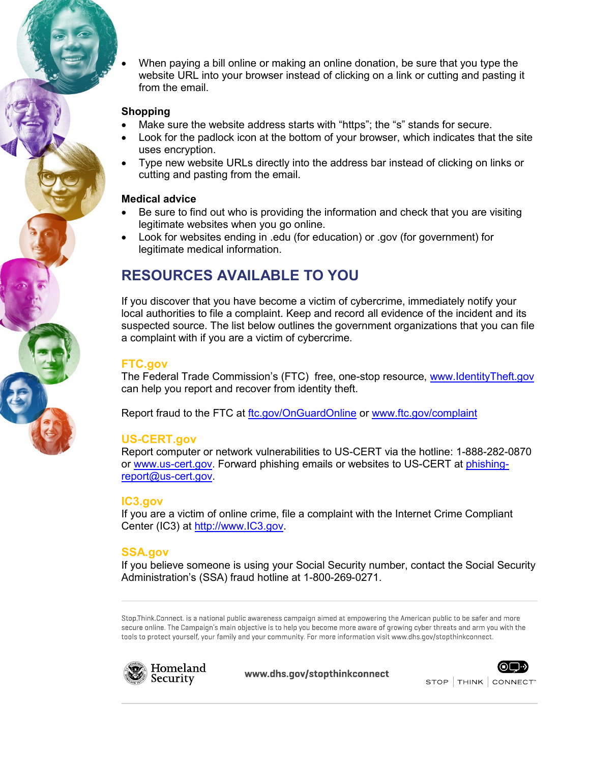- When paying a bill online or making an online donation, be sure that you type the website URL into your browser instead of clicking on a link or cutting and pasting it from the email.

**Shopping**

- Make sure the website address starts with "https"; the "s" stands for secure.
- Look for the padlock icon at the bottom of your browser, which indicates that the site uses encryption.
- Type new website URLs directly into the address bar instead of clicking on links or cutting and pasting from the email.

**Medical advice**

- Be sure to find out who is providing the information and check that you are visiting legitimate websites when you go online.
- Look for websites ending in .edu (for education) or .gov (for government) for legitimate medical information.

## RESOURCES AVAILABLE TO YOU

If you discover that you have become a victim of cybercrime, immediately notify your local authorities to file a complaint. Keep and record all evidence of the incident and its suspected source. The list below outlines the government organizations that you can file a complaint with if you are a victim of cybercrime.

### FTC.gov

The Federal Trade Commission's (FTC) free, one-stop resource, www.IdentityTheft.gov can help you report and recover from identity theft.

Report fraud to the FTC at ftc.gov/OnGuardOnline or www.ftc.gov/complaint

### US-CERT.gov

Report computer or network vulnerabilities to US-CERT via the hotline: 1-888-282-0870 or www.us-cert.gov. Forward phishing emails or websites to US-CERT at phishing-report@us-cert.gov.

### IC3.gov

If you are a victim of online crime, file a complaint with the Internet Crime Compliant Center (IC3) at http://www.IC3.gov.

### SSA.gov

If you believe someone is using your Social Security number, contact the Social Security Administration's (SSA) fraud hotline at 1-800-269-0271.

---

Stop.Think.Connect. is a national public awareness campaign aimed at empowering the American public to be safer and more secure online. The Campaign's main objective is to help you become more aware of growing cyber threats and arm you with the tools to protect yourself, your family and your community. For more information visit www.dhs.gov/stopthinkconnect.

Homeland Security

www.dhs.gov/stopthinkconnect

STOP | THINK | CONNECT™